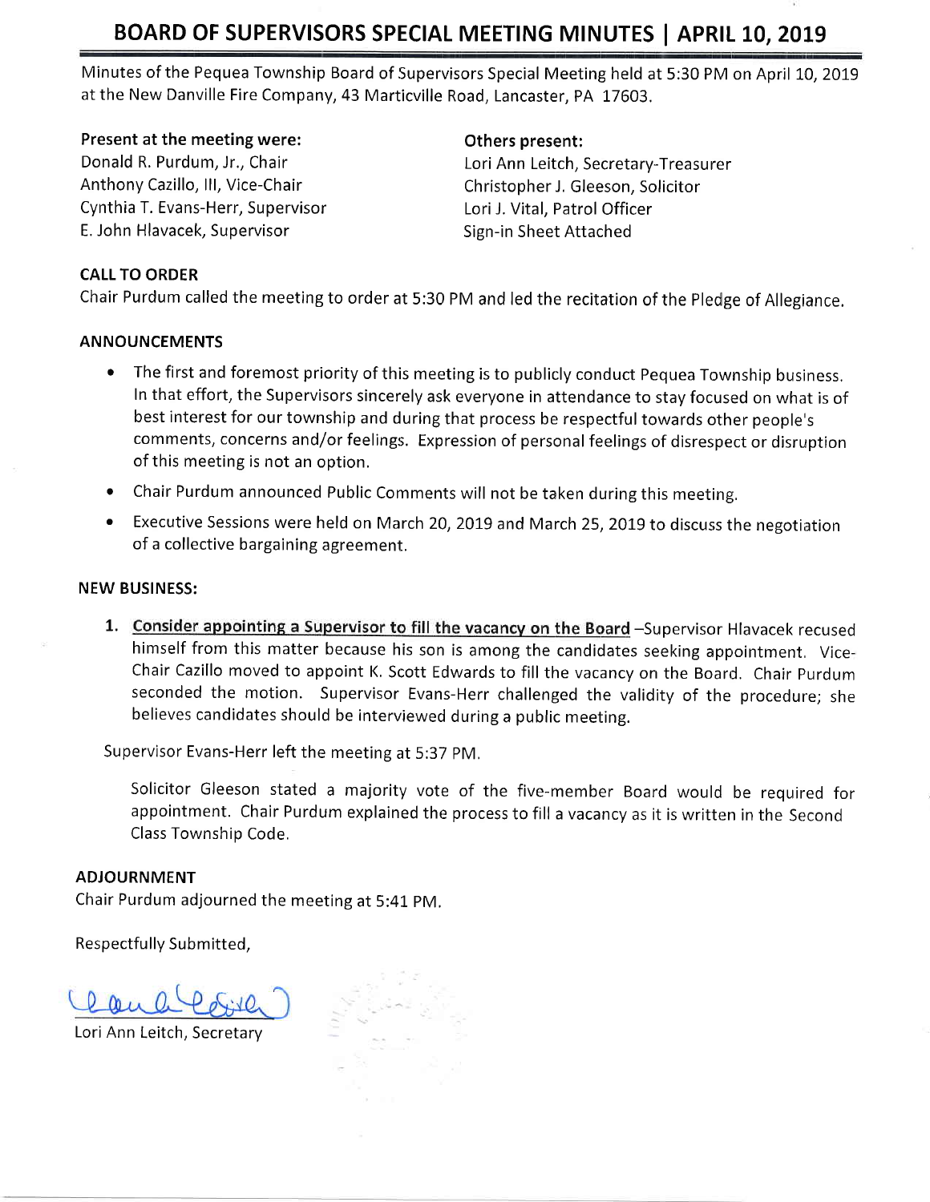# BOARD OF SUPERVISORS SPECIAL MEETING MINUTES | APRIL 10, 2019

Minutes of the Pequea Township Board of Supervisors Special Meeting held at 5:30 PM on April 10, 2019 at the New Danville Fire Company, 43 Marticville Road, Lancaster, PA 17603.

**Present at the meeting were:**
Donald R. Purdum, Jr., Chair
Anthony Cazillo, III, Vice-Chair
Cynthia T. Evans-Herr, Supervisor
E. John Hlavacek, Supervisor

**Others present:**
Lori Ann Leitch, Secretary-Treasurer
Christopher J. Gleeson, Solicitor
Lori J. Vital, Patrol Officer
Sign-in Sheet Attached

**CALL TO ORDER**

Chair Purdum called the meeting to order at 5:30 PM and led the recitation of the Pledge of Allegiance.

**ANNOUNCEMENTS**

- The first and foremost priority of this meeting is to publicly conduct Pequea Township business. In that effort, the Supervisors sincerely ask everyone in attendance to stay focused on what is of best interest for our township and during that process be respectful towards other people's comments, concerns and/or feelings. Expression of personal feelings of disrespect or disruption of this meeting is not an option.
- Chair Purdum announced Public Comments will not be taken during this meeting.
- Executive Sessions were held on March 20, 2019 and March 25, 2019 to discuss the negotiation of a collective bargaining agreement.

**NEW BUSINESS:**

1. **Consider appointing a Supervisor to fill the vacancy on the Board** –Supervisor Hlavacek recused himself from this matter because his son is among the candidates seeking appointment. Vice-Chair Cazillo moved to appoint K. Scott Edwards to fill the vacancy on the Board. Chair Purdum seconded the motion. Supervisor Evans-Herr challenged the validity of the procedure; she believes candidates should be interviewed during a public meeting.

Supervisor Evans-Herr left the meeting at 5:37 PM.

Solicitor Gleeson stated a majority vote of the five-member Board would be required for appointment. Chair Purdum explained the process to fill a vacancy as it is written in the Second Class Township Code.

**ADJOURNMENT**

Chair Purdum adjourned the meeting at 5:41 PM.

Respectfully Submitted,

Lori Ann Leitch, Secretary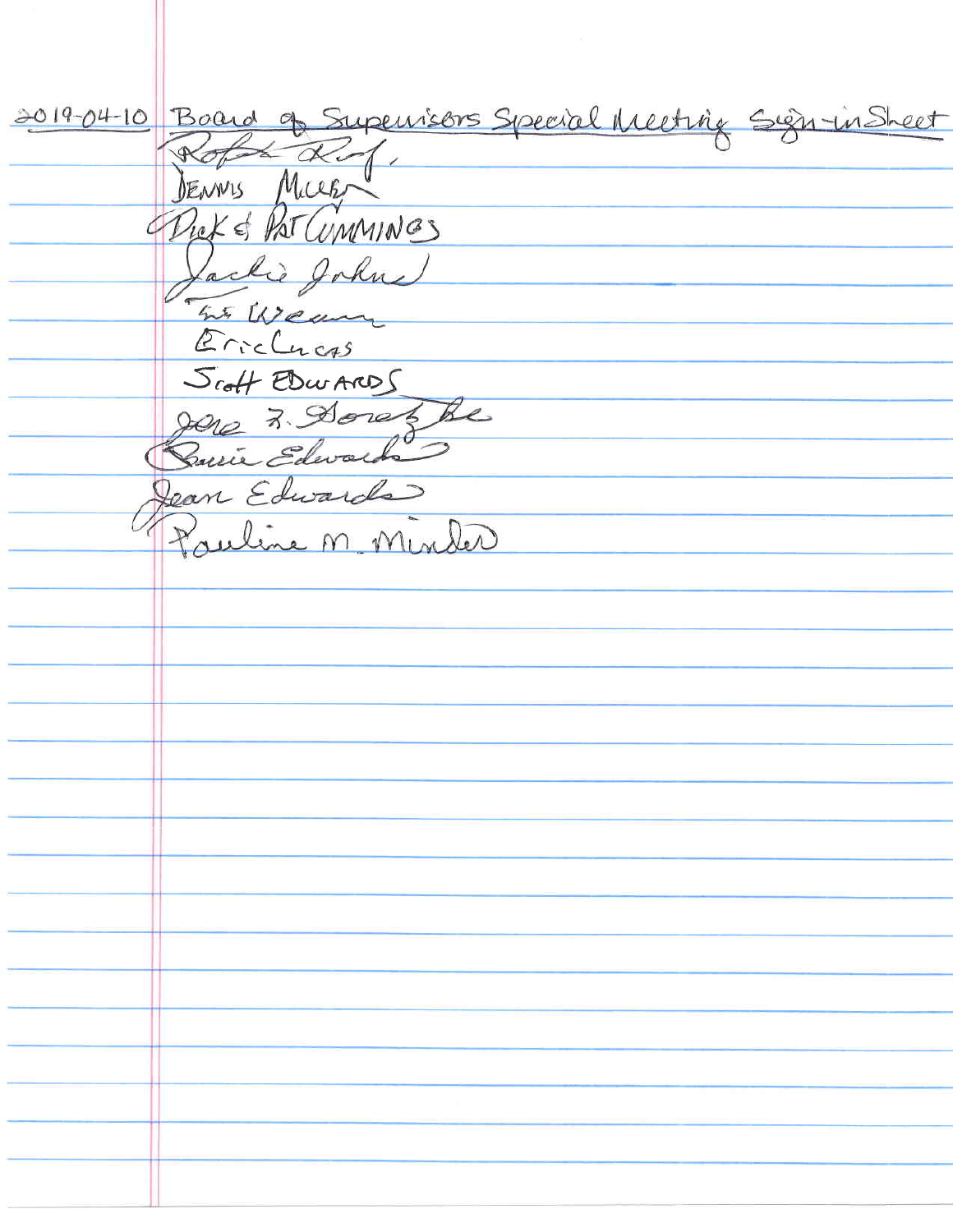2019-04-10 Board of Supervisors Special Meeting Sign-in Sheet

Ralph Rief

DENNIS MILLER

Dick & PAT CUMMINGS

Jackie Johns

Art Weaver

Eric Lucas

Scott EDWARDS

Jane R. Dorezhe

Susie Edwards

Jean Edwards

Pauline M. Minder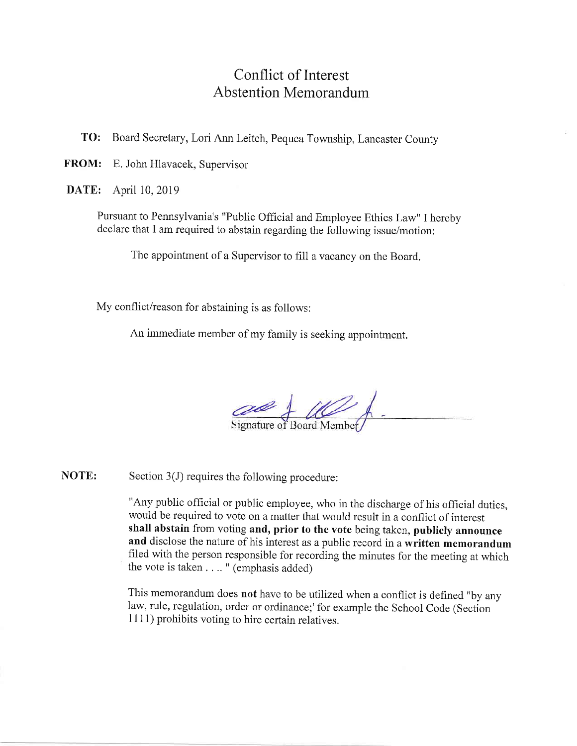# Conflict of Interest
# Abstention Memorandum

**TO:** Board Secretary, Lori Ann Leitch, Pequea Township, Lancaster County

**FROM:** E. John Hlavacek, Supervisor

**DATE:** April 10, 2019

Pursuant to Pennsylvania's "Public Official and Employee Ethics Law" I hereby declare that I am required to abstain regarding the following issue/motion:

The appointment of a Supervisor to fill a vacancy on the Board.

My conflict/reason for abstaining is as follows:

An immediate member of my family is seeking appointment.

Signature of Board Member

**NOTE:** Section 3(J) requires the following procedure:

"Any public official or public employee, who in the discharge of his official duties, would be required to vote on a matter that would result in a conflict of interest **shall abstain** from voting **and, prior to the vote** being taken, **publicly announce and** disclose the nature of his interest as a public record in a **written memorandum** filed with the person responsible for recording the minutes for the meeting at which the vote is taken . . .. " (emphasis added)

This memorandum does **not** have to be utilized when a conflict is defined "by any law, rule, regulation, order or ordinance;' for example the School Code (Section 1111) prohibits voting to hire certain relatives.